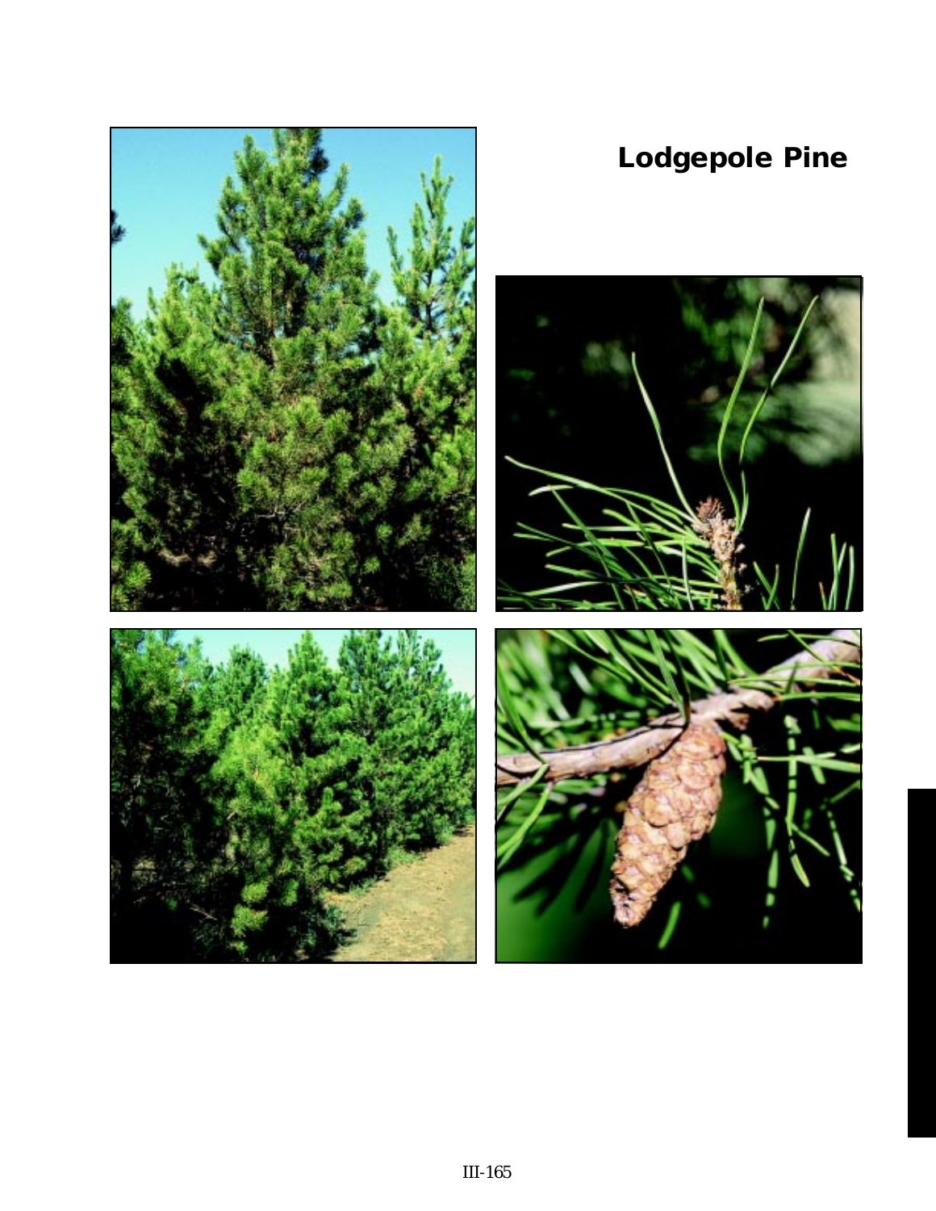# Lodgepole Pine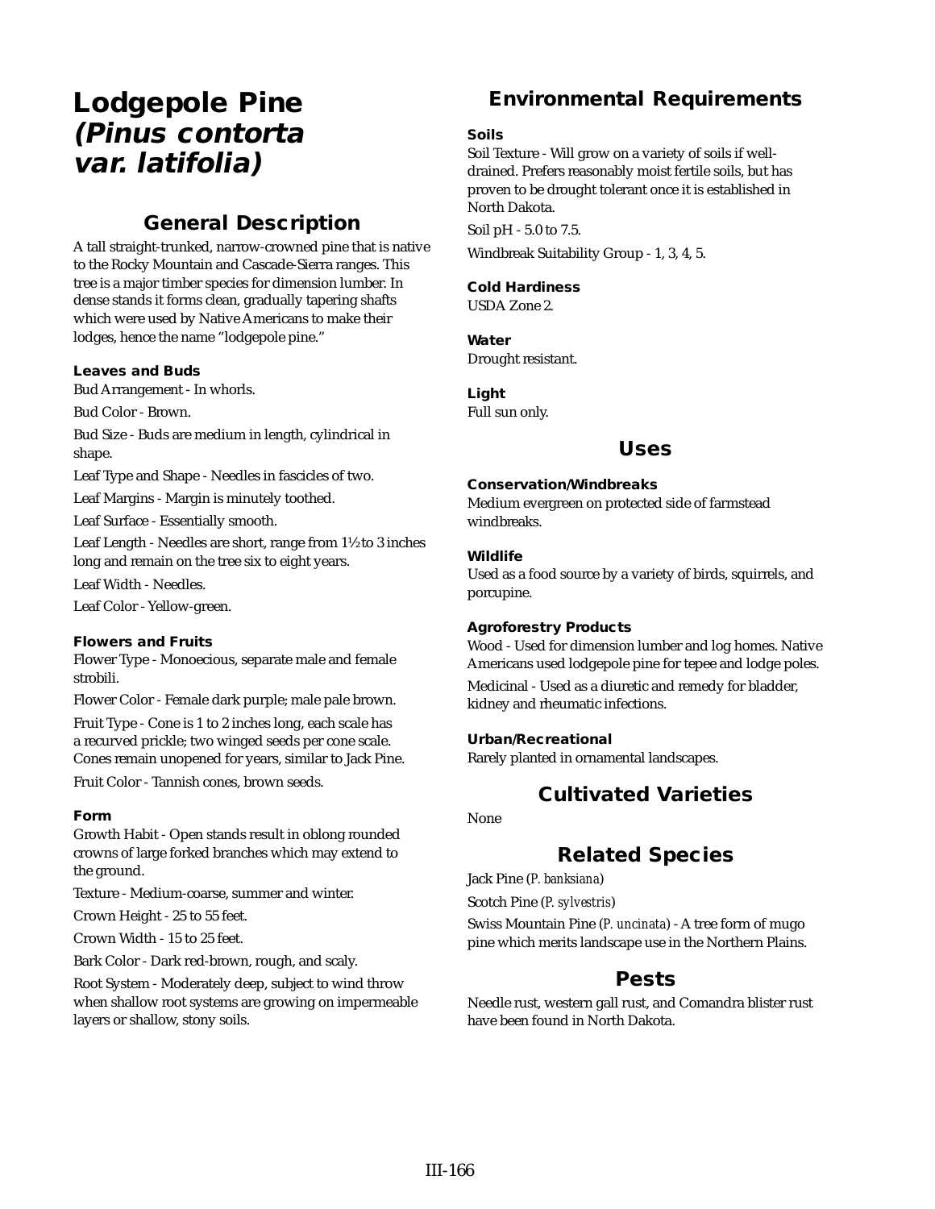# Lodgepole Pine *(Pinus contorta var. latifolia)*

## General Description

A tall straight-trunked, narrow-crowned pine that is native to the Rocky Mountain and Cascade-Sierra ranges. This tree is a major timber species for dimension lumber. In dense stands it forms clean, gradually tapering shafts which were used by Native Americans to make their lodges, hence the name "lodgepole pine."

### Leaves and Buds

Bud Arrangement - In whorls.

Bud Color - Brown.

Bud Size - Buds are medium in length, cylindrical in shape.

Leaf Type and Shape - Needles in fascicles of two.

Leaf Margins - Margin is minutely toothed.

Leaf Surface - Essentially smooth.

Leaf Length - Needles are short, range from 1½ to 3 inches long and remain on the tree six to eight years.

Leaf Width - Needles.

Leaf Color - Yellow-green.

### Flowers and Fruits

Flower Type - Monoecious, separate male and female strobili.

Flower Color - Female dark purple; male pale brown.

Fruit Type - Cone is 1 to 2 inches long, each scale has a recurved prickle; two winged seeds per cone scale. Cones remain unopened for years, similar to Jack Pine.

Fruit Color - Tannish cones, brown seeds.

### Form

Growth Habit - Open stands result in oblong rounded crowns of large forked branches which may extend to the ground.

Texture - Medium-coarse, summer and winter.

Crown Height - 25 to 55 feet.

Crown Width - 15 to 25 feet.

Bark Color - Dark red-brown, rough, and scaly.

Root System - Moderately deep, subject to wind throw when shallow root systems are growing on impermeable layers or shallow, stony soils.

## Environmental Requirements

### Soils

Soil Texture - Will grow on a variety of soils if well-drained. Prefers reasonably moist fertile soils, but has proven to be drought tolerant once it is established in North Dakota.

Soil pH - 5.0 to 7.5.

Windbreak Suitability Group - 1, 3, 4, 5.

### Cold Hardiness

USDA Zone 2.

### Water

Drought resistant.

### Light

Full sun only.

## Uses

### Conservation/Windbreaks

Medium evergreen on protected side of farmstead windbreaks.

### Wildlife

Used as a food source by a variety of birds, squirrels, and porcupine.

### Agroforestry Products

Wood - Used for dimension lumber and log homes. Native Americans used lodgepole pine for tepee and lodge poles.

Medicinal - Used as a diuretic and remedy for bladder, kidney and rheumatic infections.

### Urban/Recreational

Rarely planted in ornamental landscapes.

## Cultivated Varieties

None

## Related Species

Jack Pine (*P. banksiana*)

Scotch Pine (*P. sylvestris*)

Swiss Mountain Pine (*P. uncinata*) - A tree form of mugo pine which merits landscape use in the Northern Plains.

## Pests

Needle rust, western gall rust, and Comandra blister rust have been found in North Dakota.